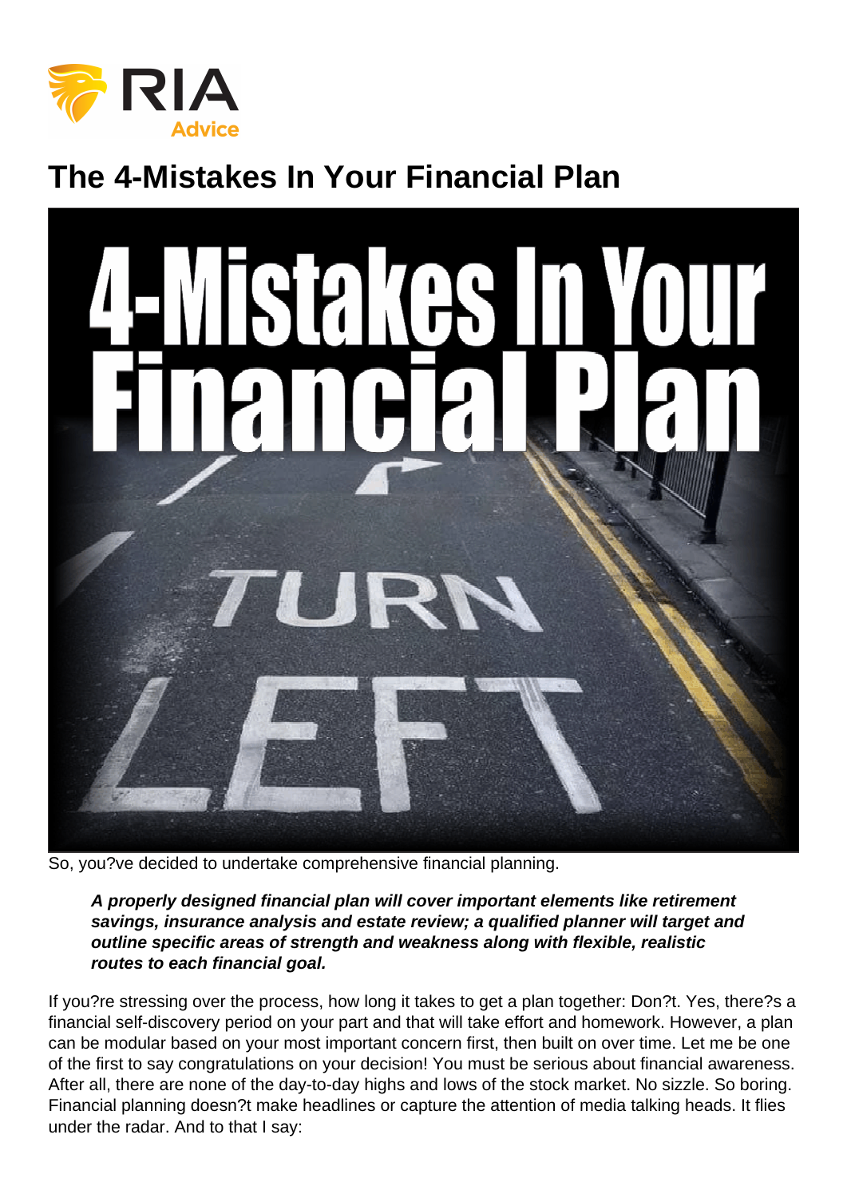# The 4-Mistakes In Your Financial Plan

So, you?ve decided to undertake comprehensive financial planning.

> ***A properly designed financial plan will cover important elements like retirement savings, insurance analysis and estate review; a qualified planner will target and outline specific areas of strength and weakness along with flexible, realistic routes to each financial goal.***

If you?re stressing over the process, how long it takes to get a plan together: Don?t. Yes, there?s a financial self-discovery period on your part and that will take effort and homework. However, a plan can be modular based on your most important concern first, then built on over time. Let me be one of the first to say congratulations on your decision! You must be serious about financial awareness. After all, there are none of the day-to-day highs and lows of the stock market. No sizzle. So boring. Financial planning doesn?t make headlines or capture the attention of media talking heads. It flies under the radar. And to that I say: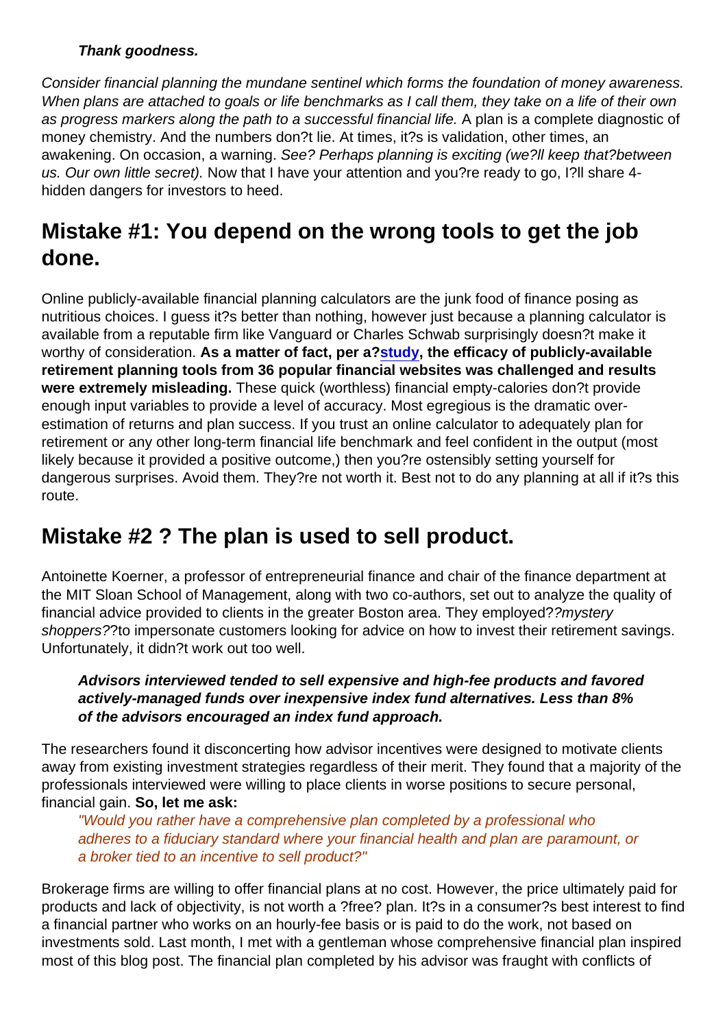**Thank goodness.**

*Consider financial planning the mundane sentinel which forms the foundation of money awareness. When plans are attached to goals or life benchmarks as I call them, they take on a life of their own as progress markers along the path to a successful financial life.* A plan is a complete diagnostic of money chemistry. And the numbers don?t lie. At times, it?s is validation, other times, an awakening. On occasion, a warning. *See? Perhaps planning is exciting (we?ll keep that?between us. Our own little secret).* Now that I have your attention and you?re ready to go, I?ll share 4-hidden dangers for investors to heed.

## Mistake #1: You depend on the wrong tools to get the job done.

Online publicly-available financial planning calculators are the junk food of finance posing as nutritious choices. I guess it?s better than nothing, however just because a planning calculator is available from a reputable firm like Vanguard or Charles Schwab surprisingly doesn?t make it worthy of consideration. **As a matter of fact, per a?study, the efficacy of publicly-available retirement planning tools from 36 popular financial websites was challenged and results were extremely misleading.** These quick (worthless) financial empty-calories don?t provide enough input variables to provide a level of accuracy. Most egregious is the dramatic over-estimation of returns and plan success. If you trust an online calculator to adequately plan for retirement or any other long-term financial life benchmark and feel confident in the output (most likely because it provided a positive outcome,) then you?re ostensibly setting yourself for dangerous surprises. Avoid them. They?re not worth it. Best not to do any planning at all if it?s this route.

## Mistake #2 ? The plan is used to sell product.

Antoinette Koerner, a professor of entrepreneurial finance and chair of the finance department at the MIT Sloan School of Management, along with two co-authors, set out to analyze the quality of financial advice provided to clients in the greater Boston area. They employed??*mystery shoppers*??to impersonate customers looking for advice on how to invest their retirement savings. Unfortunately, it didn?t work out too well.

> ***Advisors interviewed tended to sell expensive and high-fee products and favored actively-managed funds over inexpensive index fund alternatives. Less than 8% of the advisors encouraged an index fund approach.***

The researchers found it disconcerting how advisor incentives were designed to motivate clients away from existing investment strategies regardless of their merit. They found that a majority of the professionals interviewed were willing to place clients in worse positions to secure personal, financial gain. **So, let me ask:**

> *"Would you rather have a comprehensive plan completed by a professional who adheres to a fiduciary standard where your financial health and plan are paramount, or a broker tied to an incentive to sell product?"*

Brokerage firms are willing to offer financial plans at no cost. However, the price ultimately paid for products and lack of objectivity, is not worth a ?free? plan. It?s in a consumer?s best interest to find a financial partner who works on an hourly-fee basis or is paid to do the work, not based on investments sold. Last month, I met with a gentleman whose comprehensive financial plan inspired most of this blog post. The financial plan completed by his advisor was fraught with conflicts of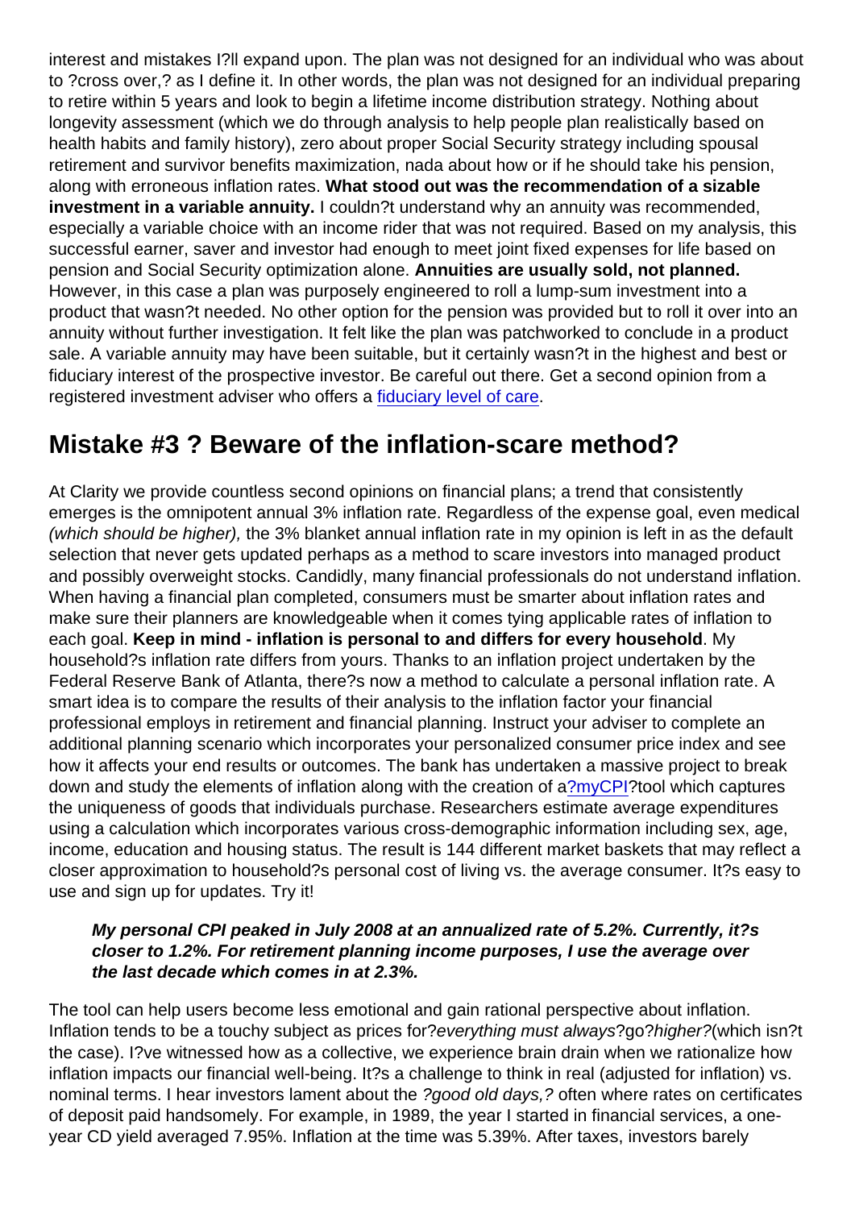interest and mistakes I?ll expand upon. The plan was not designed for an individual who was about to ?cross over,? as I define it. In other words, the plan was not designed for an individual preparing to retire within 5 years and look to begin a lifetime income distribution strategy. Nothing about longevity assessment (which we do through analysis to help people plan realistically based on health habits and family history), zero about proper Social Security strategy including spousal retirement and survivor benefits maximization, nada about how or if he should take his pension, along with erroneous inflation rates. **What stood out was the recommendation of a sizable investment in a variable annuity.** I couldn?t understand why an annuity was recommended, especially a variable choice with an income rider that was not required. Based on my analysis, this successful earner, saver and investor had enough to meet joint fixed expenses for life based on pension and Social Security optimization alone. **Annuities are usually sold, not planned.** However, in this case a plan was purposely engineered to roll a lump-sum investment into a product that wasn?t needed. No other option for the pension was provided but to roll it over into an annuity without further investigation. It felt like the plan was patchworked to conclude in a product sale. A variable annuity may have been suitable, but it certainly wasn?t in the highest and best or fiduciary interest of the prospective investor. Be careful out there. Get a second opinion from a registered investment adviser who offers a fiduciary level of care.

## Mistake #3 ? Beware of the inflation-scare method?

At Clarity we provide countless second opinions on financial plans; a trend that consistently emerges is the omnipotent annual 3% inflation rate. Regardless of the expense goal, even medical *(which should be higher),* the 3% blanket annual inflation rate in my opinion is left in as the default selection that never gets updated perhaps as a method to scare investors into managed product and possibly overweight stocks. Candidly, many financial professionals do not understand inflation. When having a financial plan completed, consumers must be smarter about inflation rates and make sure their planners are knowledgeable when it comes tying applicable rates of inflation to each goal. **Keep in mind - inflation is personal to and differs for every household**. My household?s inflation rate differs from yours. Thanks to an inflation project undertaken by the Federal Reserve Bank of Atlanta, there?s now a method to calculate a personal inflation rate. A smart idea is to compare the results of their analysis to the inflation factor your financial professional employs in retirement and financial planning. Instruct your adviser to complete an additional planning scenario which incorporates your personalized consumer price index and see how it affects your end results or outcomes. The bank has undertaken a massive project to break down and study the elements of inflation along with the creation of a?myCPI?tool which captures the uniqueness of goods that individuals purchase. Researchers estimate average expenditures using a calculation which incorporates various cross-demographic information including sex, age, income, education and housing status. The result is 144 different market baskets that may reflect a closer approximation to household?s personal cost of living vs. the average consumer. It?s easy to use and sign up for updates. Try it!

> ***My personal CPI peaked in July 2008 at an annualized rate of 5.2%. Currently, it?s closer to 1.2%. For retirement planning income purposes, I use the average over the last decade which comes in at 2.3%.***

The tool can help users become less emotional and gain rational perspective about inflation. Inflation tends to be a touchy subject as prices for?*everything must always*?go?*higher?*(which isn?t the case). I?ve witnessed how as a collective, we experience brain drain when we rationalize how inflation impacts our financial well-being. It?s a challenge to think in real (adjusted for inflation) vs. nominal terms. I hear investors lament about the *?good old days,?* often where rates on certificates of deposit paid handsomely. For example, in 1989, the year I started in financial services, a one-year CD yield averaged 7.95%. Inflation at the time was 5.39%. After taxes, investors barely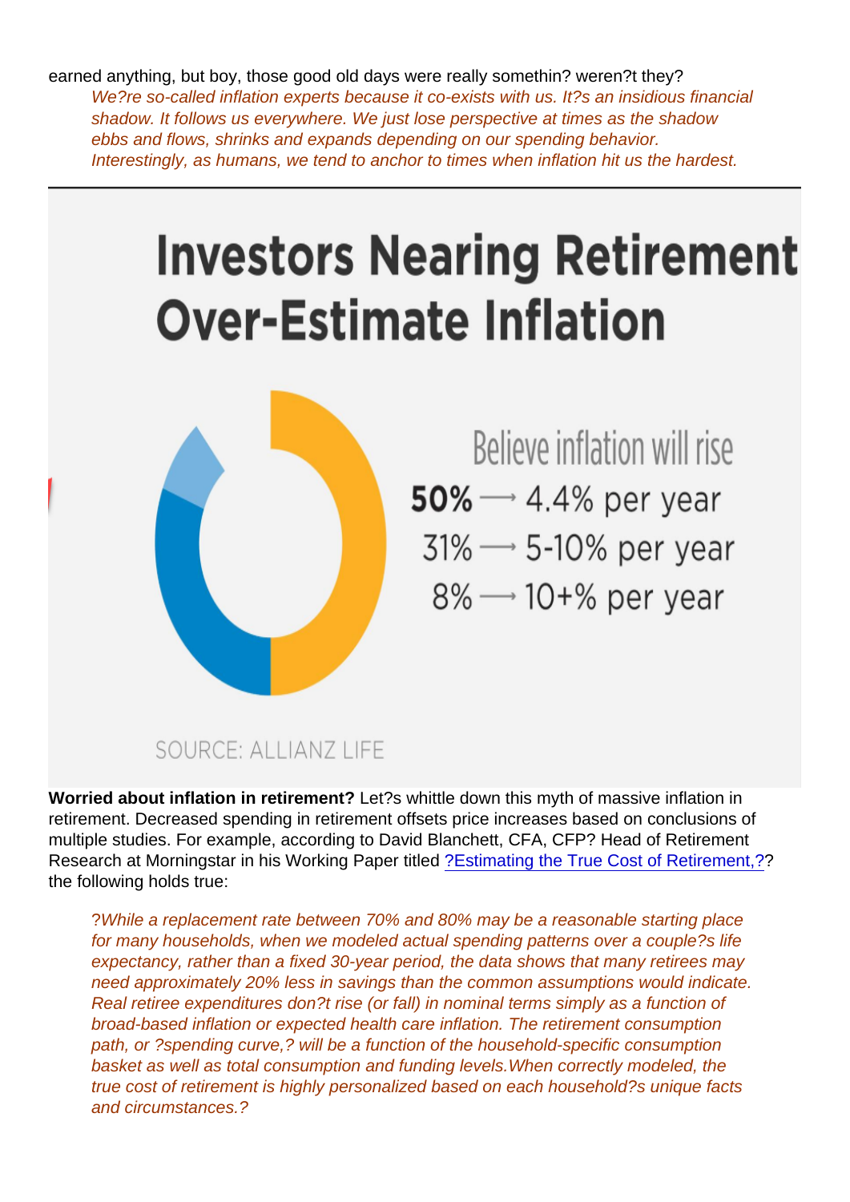earned anything, but boy, those good old days were really somethin? weren?t they?

> *We?re so-called inflation experts because it co-exists with us. It?s an insidious financial shadow. It follows us everywhere. We just lose perspective at times as the shadow ebbs and flows, shrinks and expands depending on our spending behavior. Interestingly, as humans, we tend to anchor to times when inflation hit us the hardest.*

## Investors Nearing Retirement Over-Estimate Inflation

Believe inflation will rise

**50%** → 4.4% per year

31% → 5-10% per year

8% → 10+% per year

SOURCE: ALLIANZ LIFE

**Worried about inflation in retirement?** Let?s whittle down this myth of massive inflation in retirement. Decreased spending in retirement offsets price increases based on conclusions of multiple studies. For example, according to David Blanchett, CFA, CFP? Head of Retirement Research at Morningstar in his Working Paper titled ?Estimating the True Cost of Retirement,?? the following holds true:

> *?While a replacement rate between 70% and 80% may be a reasonable starting place for many households, when we modeled actual spending patterns over a couple?s life expectancy, rather than a fixed 30-year period, the data shows that many retirees may need approximately 20% less in savings than the common assumptions would indicate. Real retiree expenditures don?t rise (or fall) in nominal terms simply as a function of broad-based inflation or expected health care inflation. The retirement consumption path, or ?spending curve,? will be a function of the household-specific consumption basket as well as total consumption and funding levels.When correctly modeled, the true cost of retirement is highly personalized based on each household?s unique facts and circumstances.?*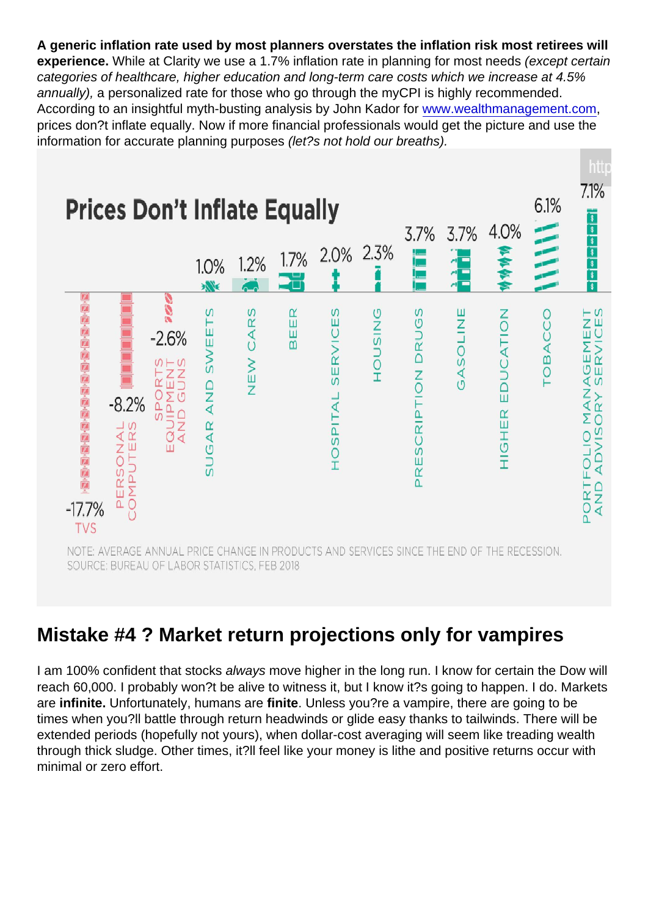**A generic inflation rate used by most planners overstates the inflation risk most retirees will experience.** While at Clarity we use a 1.7% inflation rate in planning for most needs *(except certain categories of healthcare, higher education and long-term care costs which we increase at 4.5% annually),* a personalized rate for those who go through the myCPI is highly recommended. According to an insightful myth-busting analysis by John Kador for [www.wealthmanagement.com](http://www.wealthmanagement.com), prices don?t inflate equally. Now if more financial professionals would get the picture and use the information for accurate planning purposes *(let?s not hold our breaths).*

**Prices Don't Inflate Equally**

| Category | Average annual price change |
|---|---|
| TVS | -17.7% |
| Personal Computers | -8.2% |
| Sports Equipment and Guns | -2.6% |
| Sugar and Sweets | 1.0% |
| New Cars | 1.2% |
| Beer | 1.7% |
| Hospital Services | 2.0% |
| Housing | 2.3% |
| Prescription Drugs | 3.7% |
| Gasoline | 3.7% |
| Higher Education | 4.0% |
| Tobacco | 6.1% |
| Portfolio Management and Advisory Services | 7.1% |

NOTE: AVERAGE ANNUAL PRICE CHANGE IN PRODUCTS AND SERVICES SINCE THE END OF THE RECESSION.
SOURCE: BUREAU OF LABOR STATISTICS, FEB 2018

## Mistake #4 ? Market return projections only for vampires

I am 100% confident that stocks *always* move higher in the long run. I know for certain the Dow will reach 60,000. I probably won?t be alive to witness it, but I know it?s going to happen. I do. Markets are **infinite.** Unfortunately, humans are **finite**. Unless you?re a vampire, there are going to be times when you?ll battle through return headwinds or glide easy thanks to tailwinds. There will be extended periods (hopefully not yours), when dollar-cost averaging will seem like treading wealth through thick sludge. Other times, it?ll feel like your money is lithe and positive returns occur with minimal or zero effort.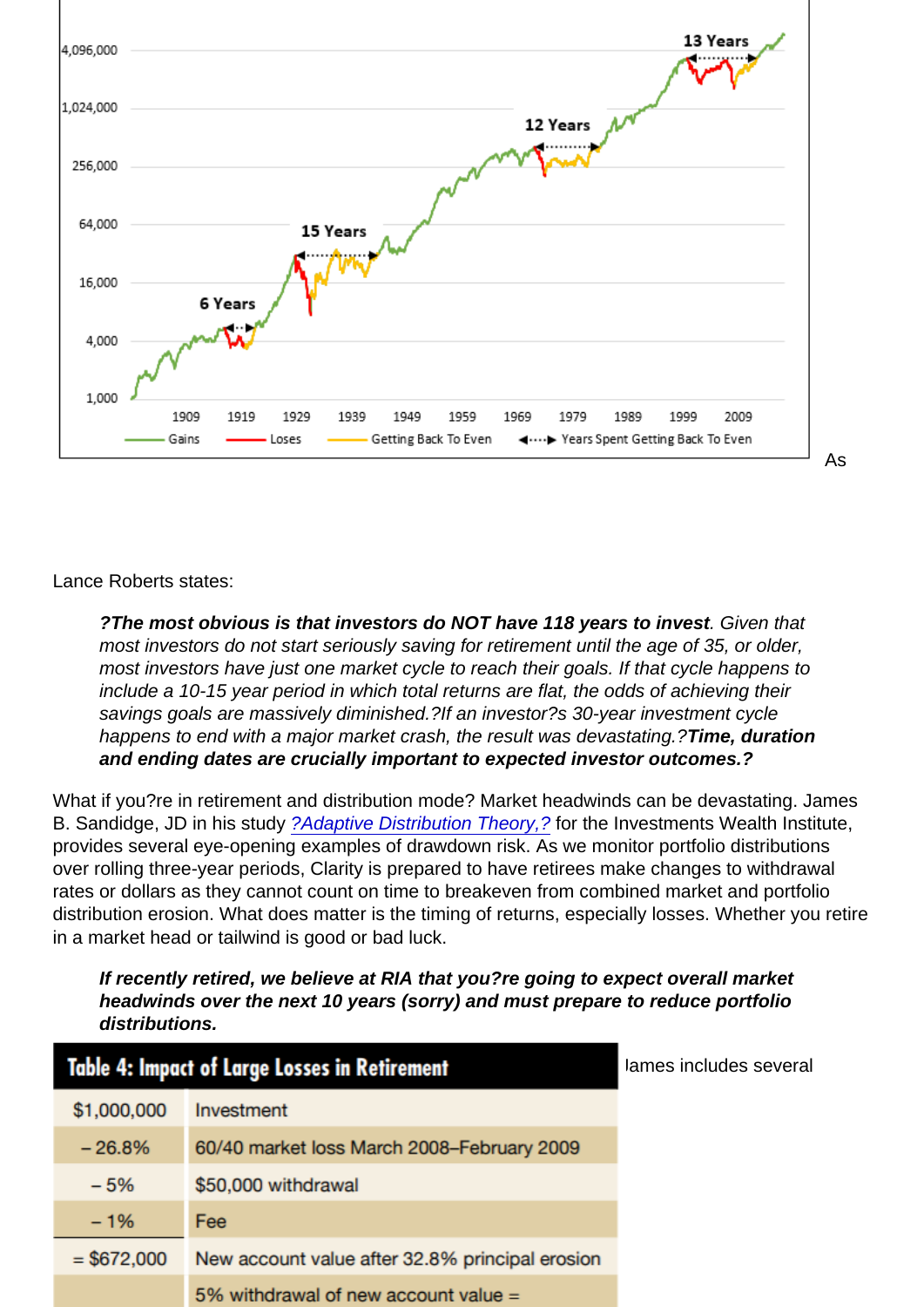As

Lance Roberts states:

> ***?The most obvious is that investors do NOT have 118 years to invest****. Given that most investors do not start seriously saving for retirement until the age of 35, or older, most investors have just one market cycle to reach their goals. If that cycle happens to include a 10-15 year period in which total returns are flat, the odds of achieving their savings goals are massively diminished.?If an investor?s 30-year investment cycle happens to end with a major market crash, the result was devastating.?****Time, duration and ending dates are crucially important to expected investor outcomes.?***

What if you?re in retirement and distribution mode? Market headwinds can be devastating. James B. Sandidge, JD in his study *?Adaptive Distribution Theory,?* for the Investments Wealth Institute, provides several eye-opening examples of drawdown risk. As we monitor portfolio distributions over rolling three-year periods, Clarity is prepared to have retirees make changes to withdrawal rates or dollars as they cannot count on time to breakeven from combined market and portfolio distribution erosion. What does matter is the timing of returns, especially losses. Whether you retire in a market head or tailwind is good or bad luck.

> ***If recently retired, we believe at RIA that you?re going to expect overall market headwinds over the next 10 years (sorry) and must prepare to reduce portfolio distributions.***

| Table 4: Impact of Large Losses in Retirement | |
|---|---|
| $1,000,000 | Investment |
| – 26.8% | 60/40 market loss March 2008–February 2009 |
| – 5% | $50,000 withdrawal |
| – 1% | Fee |
| = $672,000 | New account value after 32.8% principal erosion |
| | 5% withdrawal of new account value = |

James includes several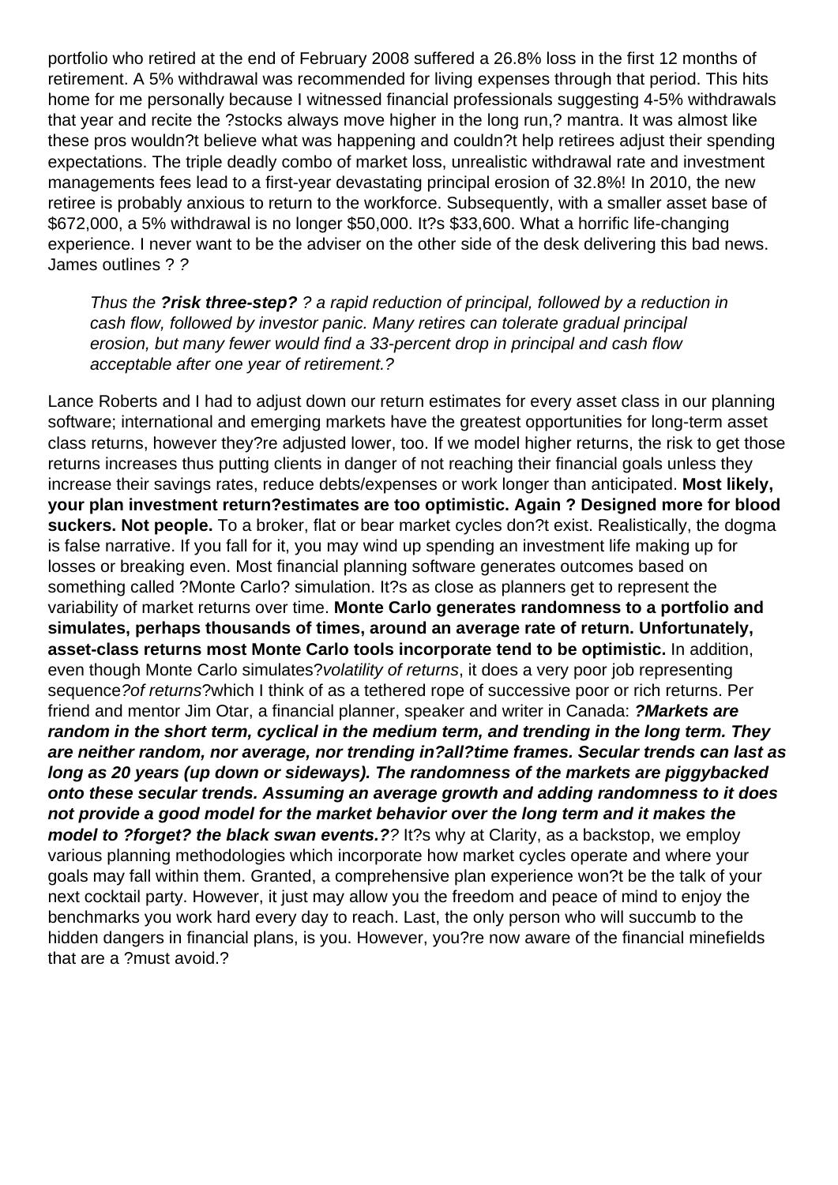portfolio who retired at the end of February 2008 suffered a 26.8% loss in the first 12 months of retirement. A 5% withdrawal was recommended for living expenses through that period. This hits home for me personally because I witnessed financial professionals suggesting 4-5% withdrawals that year and recite the ?stocks always move higher in the long run,? mantra. It was almost like these pros wouldn?t believe what was happening and couldn?t help retirees adjust their spending expectations. The triple deadly combo of market loss, unrealistic withdrawal rate and investment managements fees lead to a first-year devastating principal erosion of 32.8%! In 2010, the new retiree is probably anxious to return to the workforce. Subsequently, with a smaller asset base of $672,000, a 5% withdrawal is no longer $50,000. It?s $33,600. What a horrific life-changing experience. I never want to be the adviser on the other side of the desk delivering this bad news. James outlines ? ?

> *Thus the **?risk three-step?** ? a rapid reduction of principal, followed by a reduction in cash flow, followed by investor panic. Many retires can tolerate gradual principal erosion, but many fewer would find a 33-percent drop in principal and cash flow acceptable after one year of retirement.?*

Lance Roberts and I had to adjust down our return estimates for every asset class in our planning software; international and emerging markets have the greatest opportunities for long-term asset class returns, however they?re adjusted lower, too. If we model higher returns, the risk to get those returns increases thus putting clients in danger of not reaching their financial goals unless they increase their savings rates, reduce debts/expenses or work longer than anticipated. **Most likely, your plan investment return?estimates are too optimistic. Again ? Designed more for blood suckers. Not people.** To a broker, flat or bear market cycles don?t exist. Realistically, the dogma is false narrative. If you fall for it, you may wind up spending an investment life making up for losses or breaking even. Most financial planning software generates outcomes based on something called ?Monte Carlo? simulation. It?s as close as planners get to represent the variability of market returns over time. **Monte Carlo generates randomness to a portfolio and simulates, perhaps thousands of times, around an average rate of return. Unfortunately, asset-class returns most Monte Carlo tools incorporate tend to be optimistic.** In addition, even though Monte Carlo simulates?*volatility of returns*, it does a very poor job representing sequence?*of returns*?which I think of as a tethered rope of successive poor or rich returns. Per friend and mentor Jim Otar, a financial planner, speaker and writer in Canada: ***?Markets are random in the short term, cyclical in the medium term, and trending in the long term. They are neither random, nor average, nor trending in?all?time frames. Secular trends can last as long as 20 years (up down or sideways). The randomness of the markets are piggybacked onto these secular trends. Assuming an average growth and adding randomness to it does not provide a good model for the market behavior over the long term and it makes the model to ?forget? the black swan events.?*** *?* It?s why at Clarity, as a backstop, we employ various planning methodologies which incorporate how market cycles operate and where your goals may fall within them. Granted, a comprehensive plan experience won?t be the talk of your next cocktail party. However, it just may allow you the freedom and peace of mind to enjoy the benchmarks you work hard every day to reach. Last, the only person who will succumb to the hidden dangers in financial plans, is you. However, you?re now aware of the financial minefields that are a ?must avoid.?